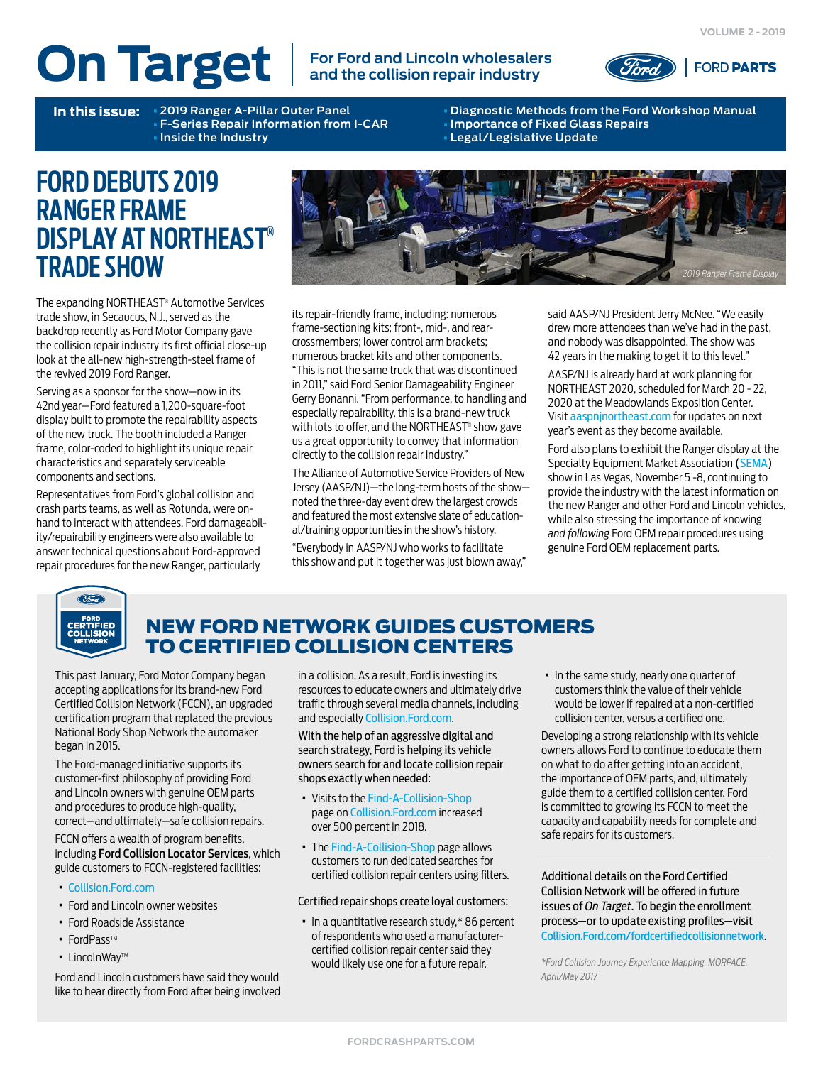VOLUME 2 - 2019

# On Target

**For Ford and Lincoln wholesalers and the collision repair industry**

FORD **PARTS**

**In this issue:**
- 2019 Ranger A-Pillar Outer Panel
- F-Series Repair Information from I-CAR
- Inside the Industry
- Diagnostic Methods from the Ford Workshop Manual
- Importance of Fixed Glass Repairs
- Legal/Legislative Update

## FORD DEBUTS 2019 RANGER FRAME DISPLAY AT NORTHEAST® TRADE SHOW

*2019 Ranger Frame Display*

The expanding NORTHEAST® Automotive Services trade show, in Secaucus, N.J., served as the backdrop recently as Ford Motor Company gave the collision repair industry its first official close-up look at the all-new high-strength-steel frame of the revived 2019 Ford Ranger.

Serving as a sponsor for the show—now in its 42nd year—Ford featured a 1,200-square-foot display built to promote the repairability aspects of the new truck. The booth included a Ranger frame, color-coded to highlight its unique repair characteristics and separately serviceable components and sections.

Representatives from Ford's global collision and crash parts teams, as well as Rotunda, were on-hand to interact with attendees. Ford damageability/repairability engineers were also available to answer technical questions about Ford-approved repair procedures for the new Ranger, particularly its repair-friendly frame, including: numerous frame-sectioning kits; front-, mid-, and rear-crossmembers; lower control arm brackets; numerous bracket kits and other components.

"This is not the same truck that was discontinued in 2011," said Ford Senior Damageability Engineer Gerry Bonanni. "From performance, to handling and especially repairability, this is a brand-new truck with lots to offer, and the NORTHEAST® show gave us a great opportunity to convey that information directly to the collision repair industry."

The Alliance of Automotive Service Providers of New Jersey (AASP/NJ)—the long-term hosts of the show—noted the three-day event drew the largest crowds and featured the most extensive slate of education-al/training opportunities in the show's history.

"Everybody in AASP/NJ who works to facilitate this show and put it together was just blown away," said AASP/NJ President Jerry McNee. "We easily drew more attendees than we've had in the past, and nobody was disappointed. The show was 42 years in the making to get it to this level."

AASP/NJ is already hard at work planning for NORTHEAST 2020, scheduled for March 20 - 22, 2020 at the Meadowlands Exposition Center. Visit aaspnjnortheast.com for updates on next year's event as they become available.

Ford also plans to exhibit the Ranger display at the Specialty Equipment Market Association (SEMA) show in Las Vegas, November 5 -8, continuing to provide the industry with the latest information on the new Ranger and other Ford and Lincoln vehicles, while also stressing the importance of knowing *and following* Ford OEM repair procedures using genuine Ford OEM replacement parts.

## NEW FORD NETWORK GUIDES CUSTOMERS TO CERTIFIED COLLISION CENTERS

FORD CERTIFIED COLLISION NETWORK

This past January, Ford Motor Company began accepting applications for its brand-new Ford Certified Collision Network (FCCN), an upgraded certification program that replaced the previous National Body Shop Network the automaker began in 2015.

The Ford-managed initiative supports its customer-first philosophy of providing Ford and Lincoln owners with genuine OEM parts and procedures to produce high-quality, correct—and ultimately—safe collision repairs.

FCCN offers a wealth of program benefits, including **Ford Collision Locator Services**, which guide customers to FCCN-registered facilities:

- Collision.Ford.com
- Ford and Lincoln owner websites
- Ford Roadside Assistance
- FordPass™
- LincolnWay™

Ford and Lincoln customers have said they would like to hear directly from Ford after being involved in a collision. As a result, Ford is investing its resources to educate owners and ultimately drive traffic through several media channels, including and especially Collision.Ford.com.

With the help of an aggressive digital and search strategy, Ford is helping its vehicle owners search for and locate collision repair shops exactly when needed:

- Visits to the Find-A-Collision-Shop page on Collision.Ford.com increased over 500 percent in 2018.
- The Find-A-Collision-Shop page allows customers to run dedicated searches for certified collision repair centers using filters.

Certified repair shops create loyal customers:

- In a quantitative research study,* 86 percent of respondents who used a manufacturer-certified collision repair center said they would likely use one for a future repair.
- In the same study, nearly one quarter of customers think the value of their vehicle would be lower if repaired at a non-certified collision center, versus a certified one.

Developing a strong relationship with its vehicle owners allows Ford to continue to educate them on what to do after getting into an accident, the importance of OEM parts, and, ultimately guide them to a certified collision center. Ford is committed to growing its FCCN to meet the capacity and capability needs for complete and safe repairs for its customers.

Additional details on the Ford Certified Collision Network will be offered in future issues of *On Target*. To begin the enrollment process—or to update existing profiles—visit Collision.Ford.com/fordcertifiedcollisionnetwork.

*\*Ford Collision Journey Experience Mapping, MORPACE, April/May 2017*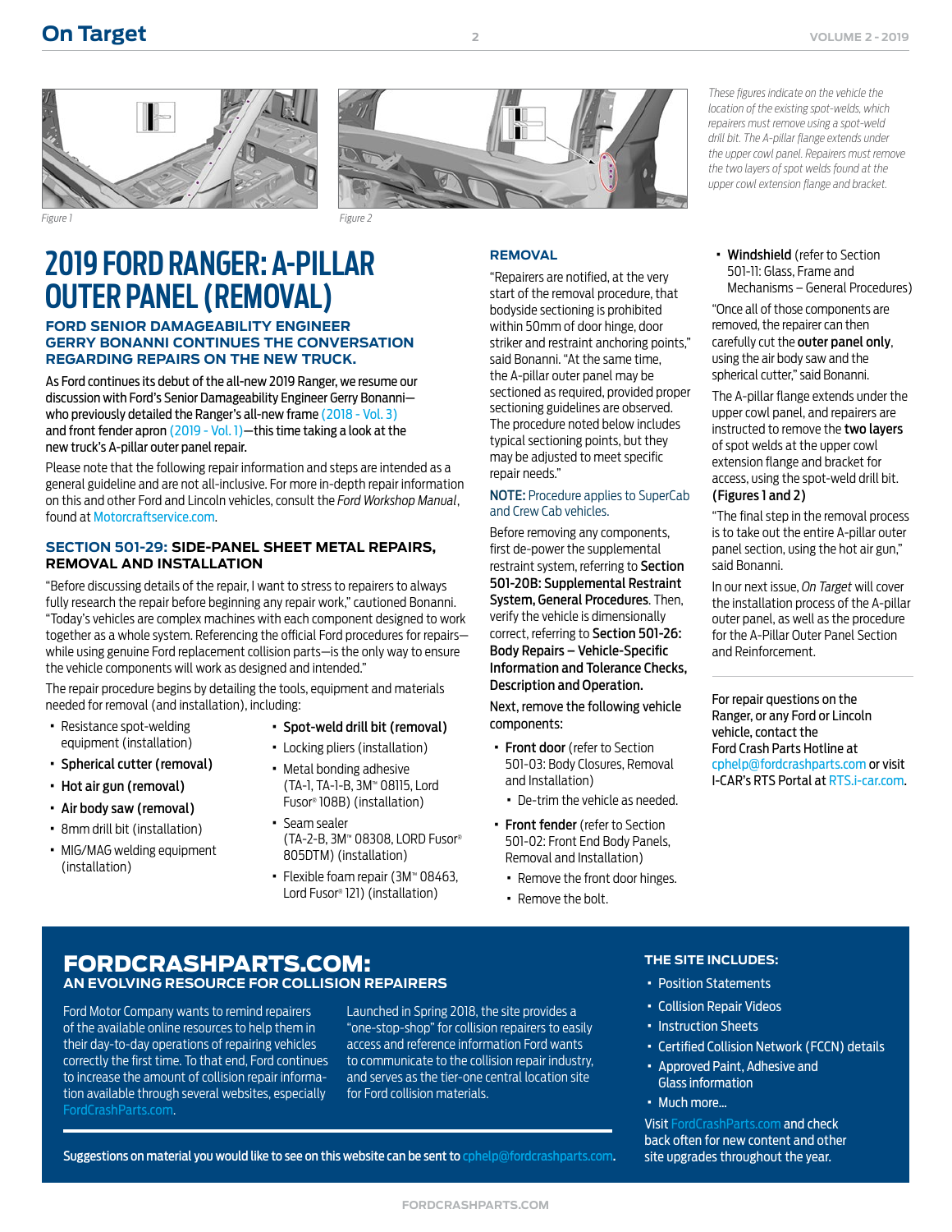*These figures indicate on the vehicle the location of the existing spot-welds, which repairers must remove using a spot-weld drill bit. The A-pillar flange extends under the upper cowl panel. Repairers must remove the two layers of spot welds found at the upper cowl extension flange and bracket.*

*Figure 1*

*Figure 2*

# 2019 FORD RANGER: A-PILLAR OUTER PANEL (REMOVAL)

### FORD SENIOR DAMAGEABILITY ENGINEER GERRY BONANNI CONTINUES THE CONVERSATION REGARDING REPAIRS ON THE NEW TRUCK.

As Ford continues its debut of the all-new 2019 Ranger, we resume our discussion with Ford's Senior Damageability Engineer Gerry Bonanni—who previously detailed the Ranger's all-new frame (2018 - Vol. 3) and front fender apron (2019 - Vol. 1)—this time taking a look at the new truck's A-pillar outer panel repair.

Please note that the following repair information and steps are intended as a general guideline and are not all-inclusive. For more in-depth repair information on this and other Ford and Lincoln vehicles, consult the *Ford Workshop Manual*, found at Motorcraftservice.com.

### SECTION 501-29: SIDE-PANEL SHEET METAL REPAIRS, REMOVAL AND INSTALLATION

"Before discussing details of the repair, I want to stress to repairers to always fully research the repair before beginning any repair work," cautioned Bonanni. "Today's vehicles are complex machines with each component designed to work together as a whole system. Referencing the official Ford procedures for repairs—while using genuine Ford replacement collision parts—is the only way to ensure the vehicle components will work as designed and intended."

The repair procedure begins by detailing the tools, equipment and materials needed for removal (and installation), including:

- Resistance spot-welding equipment (installation)
- **Spherical cutter (removal)**
- **Hot air gun (removal)**
- **Air body saw (removal)**
- 8mm drill bit (installation)
- MIG/MAG welding equipment (installation)
- **Spot-weld drill bit (removal)**
- Locking pliers (installation)
- Metal bonding adhesive (TA-1, TA-1-B, 3M™ 08115, Lord Fusor® 108B) (installation)
- Seam sealer (TA-2-B, 3M™ 08308, LORD Fusor® 805DTM) (installation)
- Flexible foam repair (3M™ 08463, Lord Fusor® 121) (installation)

### REMOVAL

"Repairers are notified, at the very start of the removal procedure, that bodyside sectioning is prohibited within 50mm of door hinge, door striker and restraint anchoring points," said Bonanni. "At the same time, the A-pillar outer panel may be sectioned as required, provided proper sectioning guidelines are observed. The procedure noted below includes typical sectioning points, but they may be adjusted to meet specific repair needs."

**NOTE:** Procedure applies to SuperCab and Crew Cab vehicles.

Before removing any components, first de-power the supplemental restraint system, referring to **Section 501-20B: Supplemental Restraint System, General Procedures**. Then, verify the vehicle is dimensionally correct, referring to **Section 501-26: Body Repairs – Vehicle-Specific Information and Tolerance Checks, Description and Operation.**

Next, remove the following vehicle components:

- **Front door** (refer to Section 501-03: Body Closures, Removal and Installation)
  - De-trim the vehicle as needed.
- **Front fender** (refer to Section 501-02: Front End Body Panels, Removal and Installation)
  - Remove the front door hinges.
  - Remove the bolt.
- **Windshield** (refer to Section 501-11: Glass, Frame and Mechanisms – General Procedures)

"Once all of those components are removed, the repairer can then carefully cut the **outer panel only**, using the air body saw and the spherical cutter," said Bonanni.

The A-pillar flange extends under the upper cowl panel, and repairers are instructed to remove the **two layers** of spot welds at the upper cowl extension flange and bracket for access, using the spot-weld drill bit. **(Figures 1 and 2)**

"The final step in the removal process is to take out the entire A-pillar outer panel section, using the hot air gun," said Bonanni.

In our next issue, *On Target* will cover the installation process of the A-pillar outer panel, as well as the procedure for the A-Pillar Outer Panel Section and Reinforcement.

For repair questions on the Ranger, or any Ford or Lincoln vehicle, contact the Ford Crash Parts Hotline at cphelp@fordcrashparts.com or visit I-CAR's RTS Portal at RTS.i-car.com.

## FORDCRASHPARTS.COM: AN EVOLVING RESOURCE FOR COLLISION REPAIRERS

Ford Motor Company wants to remind repairers of the available online resources to help them in their day-to-day operations of repairing vehicles correctly the first time. To that end, Ford continues to increase the amount of collision repair information available through several websites, especially FordCrashParts.com.

Launched in Spring 2018, the site provides a "one-stop-shop" for collision repairers to easily access and reference information Ford wants to communicate to the collision repair industry, and serves as the tier-one central location site for Ford collision materials.

Suggestions on material you would like to see on this website can be sent to cphelp@fordcrashparts.com.

### THE SITE INCLUDES:

- Position Statements
- Collision Repair Videos
- Instruction Sheets
- Certified Collision Network (FCCN) details
- Approved Paint, Adhesive and Glass information
- Much more...

Visit FordCrashParts.com and check back often for new content and other site upgrades throughout the year.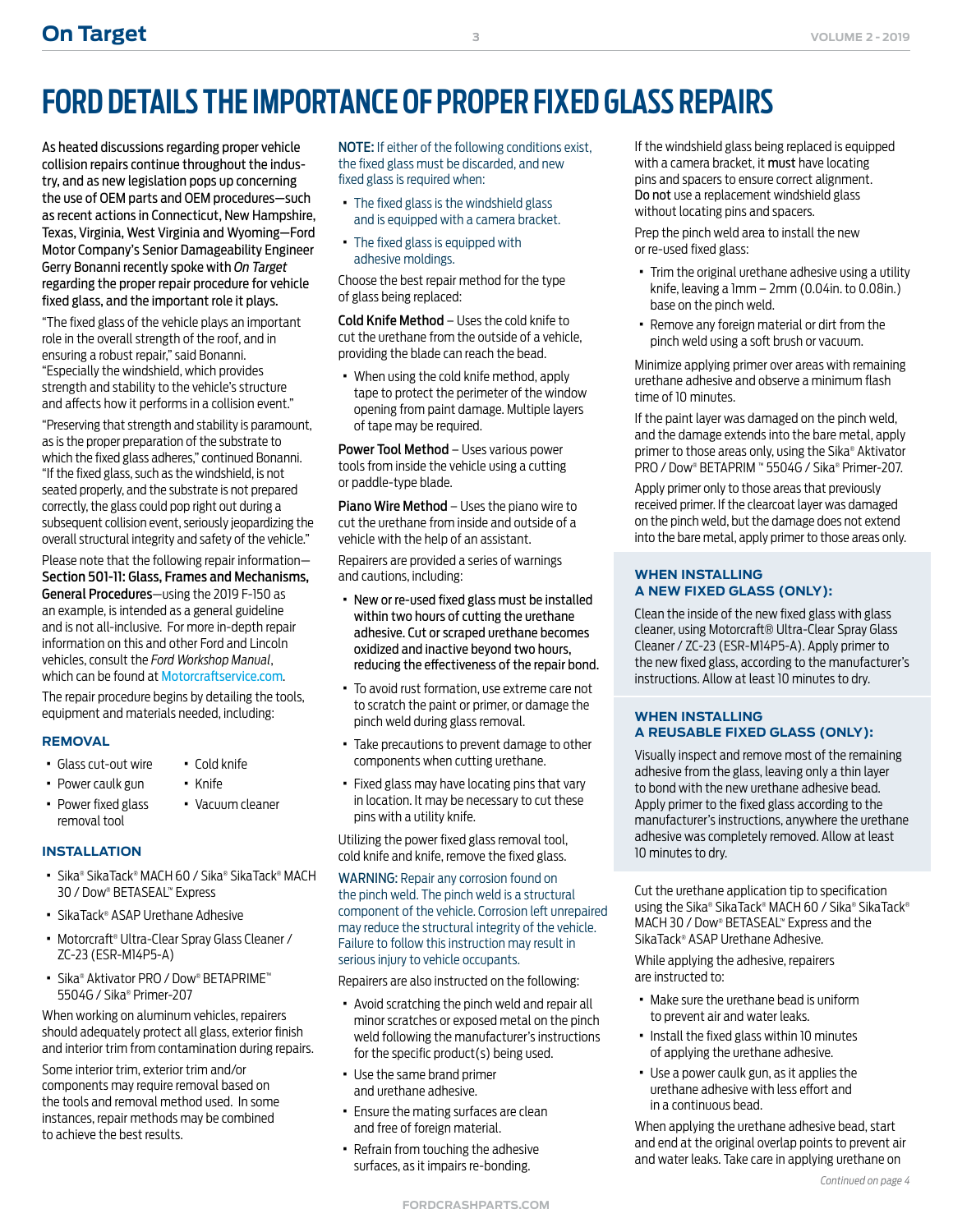# FORD DETAILS THE IMPORTANCE OF PROPER FIXED GLASS REPAIRS

As heated discussions regarding proper vehicle collision repairs continue throughout the industry, and as new legislation pops up concerning the use of OEM parts and OEM procedures—such as recent actions in Connecticut, New Hampshire, Texas, Virginia, West Virginia and Wyoming—Ford Motor Company's Senior Damageability Engineer Gerry Bonanni recently spoke with *On Target* regarding the proper repair procedure for vehicle fixed glass, and the important role it plays.

"The fixed glass of the vehicle plays an important role in the overall strength of the roof, and in ensuring a robust repair," said Bonanni. "Especially the windshield, which provides strength and stability to the vehicle's structure and affects how it performs in a collision event."

"Preserving that strength and stability is paramount, as is the proper preparation of the substrate to which the fixed glass adheres," continued Bonanni. "If the fixed glass, such as the windshield, is not seated properly, and the substrate is not prepared correctly, the glass could pop right out during a subsequent collision event, seriously jeopardizing the overall structural integrity and safety of the vehicle."

Please note that the following repair information—**Section 501-11: Glass, Frames and Mechanisms, General Procedures**—using the 2019 F-150 as an example, is intended as a general guideline and is not all-inclusive. For more in-depth repair information on this and other Ford and Lincoln vehicles, consult the *Ford Workshop Manual*, which can be found at Motorcraftservice.com.

The repair procedure begins by detailing the tools, equipment and materials needed, including:

### REMOVAL

- Glass cut-out wire
- Power caulk gun
- Power fixed glass removal tool
- Cold knife
- Knife
- Vacuum cleaner

### INSTALLATION

- Sika® SikaTack® MACH 60 / Sika® SikaTack® MACH 30 / Dow® BETASEAL™ Express
- SikaTack® ASAP Urethane Adhesive
- Motorcraft® Ultra-Clear Spray Glass Cleaner / ZC-23 (ESR-M14P5-A)
- Sika® Aktivator PRO / Dow® BETAPRIME™ 5504G / Sika® Primer-207

When working on aluminum vehicles, repairers should adequately protect all glass, exterior finish and interior trim from contamination during repairs.

Some interior trim, exterior trim and/or components may require removal based on the tools and removal method used. In some instances, repair methods may be combined to achieve the best results.

**NOTE:** If either of the following conditions exist, the fixed glass must be discarded, and new fixed glass is required when:

- The fixed glass is the windshield glass and is equipped with a camera bracket.
- The fixed glass is equipped with adhesive moldings.

Choose the best repair method for the type of glass being replaced:

**Cold Knife Method** – Uses the cold knife to cut the urethane from the outside of a vehicle, providing the blade can reach the bead.

- When using the cold knife method, apply tape to protect the perimeter of the window opening from paint damage. Multiple layers of tape may be required.

**Power Tool Method** – Uses various power tools from inside the vehicle using a cutting or paddle-type blade.

**Piano Wire Method** – Uses the piano wire to cut the urethane from inside and outside of a vehicle with the help of an assistant.

Repairers are provided a series of warnings and cautions, including:

- **New or re-used fixed glass must be installed within two hours of cutting the urethane adhesive. Cut or scraped urethane becomes oxidized and inactive beyond two hours, reducing the effectiveness of the repair bond.**
- To avoid rust formation, use extreme care not to scratch the paint or primer, or damage the pinch weld during glass removal.
- Take precautions to prevent damage to other components when cutting urethane.
- Fixed glass may have locating pins that vary in location. It may be necessary to cut these pins with a utility knife.

Utilizing the power fixed glass removal tool, cold knife and knife, remove the fixed glass.

**WARNING:** Repair any corrosion found on the pinch weld. The pinch weld is a structural component of the vehicle. Corrosion left unrepaired may reduce the structural integrity of the vehicle. Failure to follow this instruction may result in serious injury to vehicle occupants.

Repairers are also instructed on the following:

- Avoid scratching the pinch weld and repair all minor scratches or exposed metal on the pinch weld following the manufacturer's instructions for the specific product(s) being used.
- Use the same brand primer and urethane adhesive.
- Ensure the mating surfaces are clean and free of foreign material.
- Refrain from touching the adhesive surfaces, as it impairs re-bonding.

If the windshield glass being replaced is equipped with a camera bracket, it **must** have locating pins and spacers to ensure correct alignment. **Do not** use a replacement windshield glass without locating pins and spacers.

Prep the pinch weld area to install the new or re-used fixed glass:

- Trim the original urethane adhesive using a utility knife, leaving a 1mm – 2mm (0.04in. to 0.08in.) base on the pinch weld.
- Remove any foreign material or dirt from the pinch weld using a soft brush or vacuum.

Minimize applying primer over areas with remaining urethane adhesive and observe a minimum flash time of 10 minutes.

If the paint layer was damaged on the pinch weld, and the damage extends into the bare metal, apply primer to those areas only, using the Sika® Aktivator PRO / Dow® BETAPRIM™ 5504G / Sika® Primer-207.

Apply primer only to those areas that previously received primer. If the clearcoat layer was damaged on the pinch weld, but the damage does not extend into the bare metal, apply primer to those areas only.

### WHEN INSTALLING A NEW FIXED GLASS (ONLY):

Clean the inside of the new fixed glass with glass cleaner, using Motorcraft® Ultra-Clear Spray Glass Cleaner / ZC-23 (ESR-M14P5-A). Apply primer to the new fixed glass, according to the manufacturer's instructions. Allow at least 10 minutes to dry.

### WHEN INSTALLING A REUSABLE FIXED GLASS (ONLY):

Visually inspect and remove most of the remaining adhesive from the glass, leaving only a thin layer to bond with the new urethane adhesive bead. Apply primer to the fixed glass according to the manufacturer's instructions, anywhere the urethane adhesive was completely removed. Allow at least 10 minutes to dry.

Cut the urethane application tip to specification using the Sika® SikaTack® MACH 60 / Sika® SikaTack® MACH 30 / Dow® BETASEAL™ Express and the SikaTack® ASAP Urethane Adhesive.

While applying the adhesive, repairers are instructed to:

- Make sure the urethane bead is uniform to prevent air and water leaks.
- Install the fixed glass within 10 minutes of applying the urethane adhesive.
- Use a power caulk gun, as it applies the urethane adhesive with less effort and in a continuous bead.

When applying the urethane adhesive bead, start and end at the original overlap points to prevent air and water leaks. Take care in applying urethane on

*Continued on page 4*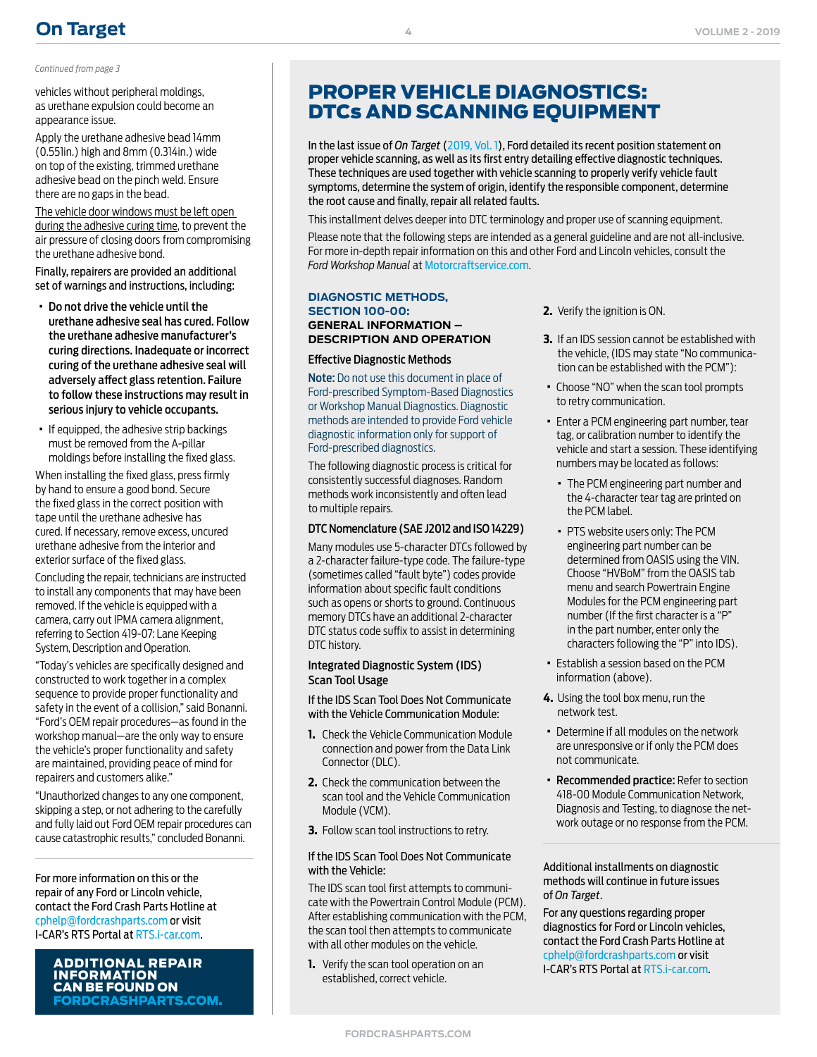*Continued from page 3*

vehicles without peripheral moldings, as urethane expulsion could become an appearance issue.

Apply the urethane adhesive bead 14mm (0.551in.) high and 8mm (0.314in.) wide on top of the existing, trimmed urethane adhesive bead on the pinch weld. Ensure there are no gaps in the bead.

The vehicle door windows must be left open during the adhesive curing time, to prevent the air pressure of closing doors from compromising the urethane adhesive bond.

Finally, repairers are provided an additional set of warnings and instructions, including:

- **Do not drive the vehicle until the urethane adhesive seal has cured. Follow the urethane adhesive manufacturer's curing directions. Inadequate or incorrect curing of the urethane adhesive seal will adversely affect glass retention. Failure to follow these instructions may result in serious injury to vehicle occupants.**
- If equipped, the adhesive strip backings must be removed from the A-pillar moldings before installing the fixed glass.

When installing the fixed glass, press firmly by hand to ensure a good bond. Secure the fixed glass in the correct position with tape until the urethane adhesive has cured. If necessary, remove excess, uncured urethane adhesive from the interior and exterior surface of the fixed glass.

Concluding the repair, technicians are instructed to install any components that may have been removed. If the vehicle is equipped with a camera, carry out IPMA camera alignment, referring to Section 419-07: Lane Keeping System, Description and Operation.

"Today's vehicles are specifically designed and constructed to work together in a complex sequence to provide proper functionality and safety in the event of a collision," said Bonanni. "Ford's OEM repair procedures—as found in the workshop manual—are the only way to ensure the vehicle's proper functionality and safety are maintained, providing peace of mind for repairers and customers alike."

"Unauthorized changes to any one component, skipping a step, or not adhering to the carefully and fully laid out Ford OEM repair procedures can cause catastrophic results," concluded Bonanni.

For more information on this or the repair of any Ford or Lincoln vehicle, contact the Ford Crash Parts Hotline at cphelp@fordcrashparts.com or visit I-CAR's RTS Portal at RTS.i-car.com.

**ADDITIONAL REPAIR INFORMATION CAN BE FOUND ON FORDCRASHPARTS.COM.**

# PROPER VEHICLE DIAGNOSTICS: DTCs AND SCANNING EQUIPMENT

In the last issue of *On Target* (2019, Vol. 1), Ford detailed its recent position statement on proper vehicle scanning, as well as its first entry detailing effective diagnostic techniques. These techniques are used together with vehicle scanning to properly verify vehicle fault symptoms, determine the system of origin, identify the responsible component, determine the root cause and finally, repair all related faults.

This installment delves deeper into DTC terminology and proper use of scanning equipment.

Please note that the following steps are intended as a general guideline and are not all-inclusive. For more in-depth repair information on this and other Ford and Lincoln vehicles, consult the *Ford Workshop Manual* at Motorcraftservice.com.

## DIAGNOSTIC METHODS, SECTION 100-00: GENERAL INFORMATION – DESCRIPTION AND OPERATION

### Effective Diagnostic Methods

**Note:** Do not use this document in place of Ford-prescribed Symptom-Based Diagnostics or Workshop Manual Diagnostics. Diagnostic methods are intended to provide Ford vehicle diagnostic information only for support of Ford-prescribed diagnostics.

The following diagnostic process is critical for consistently successful diagnoses. Random methods work inconsistently and often lead to multiple repairs.

### DTC Nomenclature (SAE J2012 and ISO 14229)

Many modules use 5-character DTCs followed by a 2-character failure-type code. The failure-type (sometimes called "fault byte") codes provide information about specific fault conditions such as opens or shorts to ground. Continuous memory DTCs have an additional 2-character DTC status code suffix to assist in determining DTC history.

### Integrated Diagnostic System (IDS) Scan Tool Usage

If the IDS Scan Tool Does Not Communicate with the Vehicle Communication Module:

1. Check the Vehicle Communication Module connection and power from the Data Link Connector (DLC).
2. Check the communication between the scan tool and the Vehicle Communication Module (VCM).
3. Follow scan tool instructions to retry.

If the IDS Scan Tool Does Not Communicate with the Vehicle:

The IDS scan tool first attempts to communicate with the Powertrain Control Module (PCM). After establishing communication with the PCM, the scan tool then attempts to communicate with all other modules on the vehicle.

1. Verify the scan tool operation on an established, correct vehicle.
2. Verify the ignition is ON.
3. If an IDS session cannot be established with the vehicle, (IDS may state "No communication can be established with the PCM"):
   - Choose "NO" when the scan tool prompts to retry communication.
   - Enter a PCM engineering part number, tear tag, or calibration number to identify the vehicle and start a session. These identifying numbers may be located as follows:
     - The PCM engineering part number and the 4-character tear tag are printed on the PCM label.
     - PTS website users only: The PCM engineering part number can be determined from OASIS using the VIN. Choose "HVBoM" from the OASIS tab menu and search Powertrain Engine Modules for the PCM engineering part number (If the first character is a "P" in the part number, enter only the characters following the "P" into IDS).
   - Establish a session based on the PCM information (above).
4. Using the tool box menu, run the network test.
   - Determine if all modules on the network are unresponsive or if only the PCM does not communicate.
   - **Recommended practice:** Refer to section 418-00 Module Communication Network, Diagnosis and Testing, to diagnose the network outage or no response from the PCM.

Additional installments on diagnostic methods will continue in future issues of *On Target*.

For any questions regarding proper diagnostics for Ford or Lincoln vehicles, contact the Ford Crash Parts Hotline at cphelp@fordcrashparts.com or visit I-CAR's RTS Portal at RTS.i-car.com.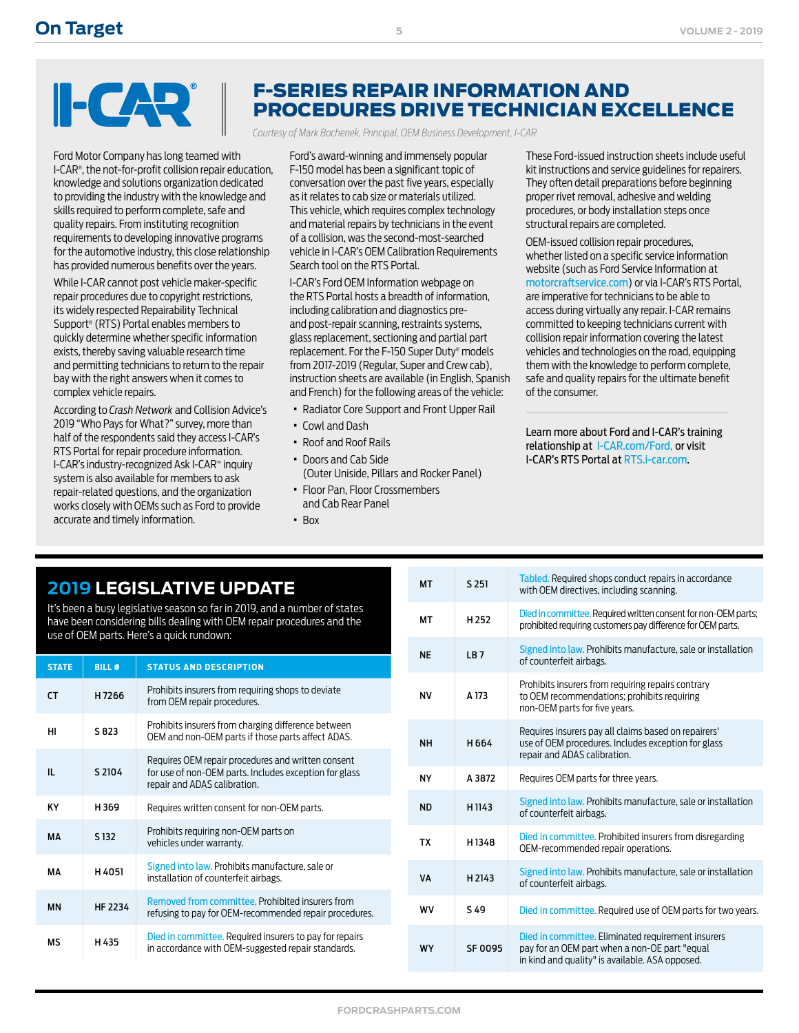I-CAR®

## F-SERIES REPAIR INFORMATION AND PROCEDURES DRIVE TECHNICIAN EXCELLENCE

*Courtesy of Mark Bochenek, Principal, OEM Business Development, I-CAR*

Ford Motor Company has long teamed with I-CAR®, the not-for-profit collision repair education, knowledge and solutions organization dedicated to providing the industry with the knowledge and skills required to perform complete, safe and quality repairs. From instituting recognition requirements to developing innovative programs for the automotive industry, this close relationship has provided numerous benefits over the years.

While I-CAR cannot post vehicle maker-specific repair procedures due to copyright restrictions, its widely respected Repairability Technical Support® (RTS) Portal enables members to quickly determine whether specific information exists, thereby saving valuable research time and permitting technicians to return to the repair bay with the right answers when it comes to complex vehicle repairs.

According to *Crash Network* and Collision Advice's 2019 "Who Pays for What?" survey, more than half of the respondents said they access I-CAR's RTS Portal for repair procedure information. I-CAR's industry-recognized Ask I-CAR™ inquiry system is also available for members to ask repair-related questions, and the organization works closely with OEMs such as Ford to provide accurate and timely information.

Ford's award-winning and immensely popular F-150 model has been a significant topic of conversation over the past five years, especially as it relates to cab size or materials utilized. This vehicle, which requires complex technology and material repairs by technicians in the event of a collision, was the second-most-searched vehicle in I-CAR's OEM Calibration Requirements Search tool on the RTS Portal.

I-CAR's Ford OEM Information webpage on the RTS Portal hosts a breadth of information, including calibration and diagnostics pre- and post-repair scanning, restraints systems, glass replacement, sectioning and partial part replacement. For the F-150 Super Duty® models from 2017-2019 (Regular, Super and Crew cab), instruction sheets are available (in English, Spanish and French) for the following areas of the vehicle:

- Radiator Core Support and Front Upper Rail
- Cowl and Dash
- Roof and Roof Rails
- Doors and Cab Side (Outer Uniside, Pillars and Rocker Panel)
- Floor Pan, Floor Crossmembers and Cab Rear Panel
- Box

These Ford-issued instruction sheets include useful kit instructions and service guidelines for repairers. They often detail preparations before beginning proper rivet removal, adhesive and welding procedures, or body installation steps once structural repairs are completed.

OEM-issued collision repair procedures, whether listed on a specific service information website (such as Ford Service Information at motorcraftservice.com) or via I-CAR's RTS Portal, are imperative for technicians to be able to access during virtually any repair. I-CAR remains committed to keeping technicians current with collision repair information covering the latest vehicles and technologies on the road, equipping them with the knowledge to perform complete, safe and quality repairs for the ultimate benefit of the consumer.

Learn more about Ford and I-CAR's training relationship at I-CAR.com/Ford, or visit I-CAR's RTS Portal at RTS.i-car.com.

## 2019 LEGISLATIVE UPDATE

It's been a busy legislative season so far in 2019, and a number of states have been considering bills dealing with OEM repair procedures and the use of OEM parts. Here's a quick rundown:

| STATE | BILL # | STATUS AND DESCRIPTION |
|---|---|---|
| CT | H 7266 | Prohibits insurers from requiring shops to deviate from OEM repair procedures. |
| HI | S 823 | Prohibits insurers from charging difference between OEM and non-OEM parts if those parts affect ADAS. |
| IL | S 2104 | Requires OEM repair procedures and written consent for use of non-OEM parts. Includes exception for glass repair and ADAS calibration. |
| KY | H 369 | Requires written consent for non-OEM parts. |
| MA | S 132 | Prohibits requiring non-OEM parts on vehicles under warranty. |
| MA | H 4051 | Signed into law. Prohibits manufacture, sale or installation of counterfeit airbags. |
| MN | HF 2234 | Removed from committee. Prohibited insurers from refusing to pay for OEM-recommended repair procedures. |
| MS | H 435 | Died in committee. Required insurers to pay for repairs in accordance with OEM-suggested repair standards. |
| MT | S 251 | Tabled. Required shops conduct repairs in accordance with OEM directives, including scanning. |
| MT | H 252 | Died in committee. Required written consent for non-OEM parts; prohibited requiring customers pay difference for OEM parts. |
| NE | LB 7 | Signed into law. Prohibits manufacture, sale or installation of counterfeit airbags. |
| NV | A 173 | Prohibits insurers from requiring repairs contrary to OEM recommendations; prohibits requiring non-OEM parts for five years. |
| NH | H 664 | Requires insurers pay all claims based on repairers' use of OEM procedures. Includes exception for glass repair and ADAS calibration. |
| NY | A 3872 | Requires OEM parts for three years. |
| ND | H 1143 | Signed into law. Prohibits manufacture, sale or installation of counterfeit airbags. |
| TX | H 1348 | Died in committee. Prohibited insurers from disregarding OEM-recommended repair operations. |
| VA | H 2143 | Signed into law. Prohibits manufacture, sale or installation of counterfeit airbags. |
| WV | S 49 | Died in committee. Required use of OEM parts for two years. |
| WY | SF 0095 | Died in committee. Eliminated requirement insurers pay for an OEM part when a non-OE part "equal in kind and quality" is available. ASA opposed. |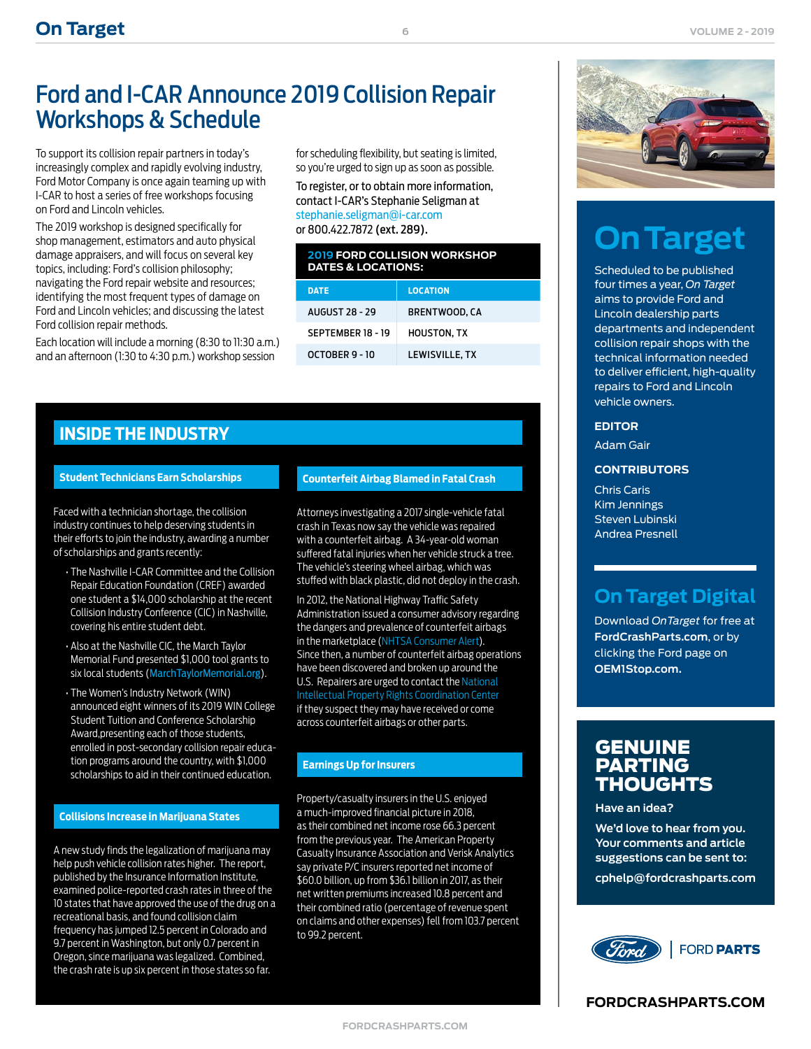# Ford and I-CAR Announce 2019 Collision Repair Workshops & Schedule

To support its collision repair partners in today's increasingly complex and rapidly evolving industry, Ford Motor Company is once again teaming up with I-CAR to host a series of free workshops focusing on Ford and Lincoln vehicles.

The 2019 workshop is designed specifically for shop management, estimators and auto physical damage appraisers, and will focus on several key topics, including: Ford's collision philosophy; navigating the Ford repair website and resources; identifying the most frequent types of damage on Ford and Lincoln vehicles; and discussing the latest Ford collision repair methods.

Each location will include a morning (8:30 to 11:30 a.m.) and an afternoon (1:30 to 4:30 p.m.) workshop session for scheduling flexibility, but seating is limited, so you're urged to sign up as soon as possible.

To register, or to obtain more information, contact I-CAR's Stephanie Seligman at stephanie.seligman@i-car.com or 800.422.7872 (ext. 289).

**2019 FORD COLLISION WORKSHOP DATES & LOCATIONS:**

| DATE | LOCATION |
|---|---|
| AUGUST 28 - 29 | BRENTWOOD, CA |
| SEPTEMBER 18 - 19 | HOUSTON, TX |
| OCTOBER 9 - 10 | LEWISVILLE, TX |

## INSIDE THE INDUSTRY

### Student Technicians Earn Scholarships

Faced with a technician shortage, the collision industry continues to help deserving students in their efforts to join the industry, awarding a number of scholarships and grants recently:

- The Nashville I-CAR Committee and the Collision Repair Education Foundation (CREF) awarded one student a $14,000 scholarship at the recent Collision Industry Conference (CIC) in Nashville, covering his entire student debt.
- Also at the Nashville CIC, the March Taylor Memorial Fund presented $1,000 tool grants to six local students (MarchTaylorMemorial.org).
- The Women's Industry Network (WIN) announced eight winners of its 2019 WIN College Student Tuition and Conference Scholarship Award,presenting each of those students, enrolled in post-secondary collision repair education programs around the country, with $1,000 scholarships to aid in their continued education.

### Collisions Increase in Marijuana States

A new study finds the legalization of marijuana may help push vehicle collision rates higher. The report, published by the Insurance Information Institute, examined police-reported crash rates in three of the 10 states that have approved the use of the drug on a recreational basis, and found collision claim frequency has jumped 12.5 percent in Colorado and 9.7 percent in Washington, but only 0.7 percent in Oregon, since marijuana was legalized. Combined, the crash rate is up six percent in those states so far.

### Counterfeit Airbag Blamed in Fatal Crash

Attorneys investigating a 2017 single-vehicle fatal crash in Texas now say the vehicle was repaired with a counterfeit airbag. A 34-year-old woman suffered fatal injuries when her vehicle struck a tree. The vehicle's steering wheel airbag, which was stuffed with black plastic, did not deploy in the crash.

In 2012, the National Highway Traffic Safety Administration issued a consumer advisory regarding the dangers and prevalence of counterfeit airbags in the marketplace (NHTSA Consumer Alert). Since then, a number of counterfeit airbag operations have been discovered and broken up around the U.S. Repairers are urged to contact the National Intellectual Property Rights Coordination Center if they suspect they may have received or come across counterfeit airbags or other parts.

### Earnings Up for Insurers

Property/casualty insurers in the U.S. enjoyed a much-improved financial picture in 2018, as their combined net income rose 66.3 percent from the previous year. The American Property Casualty Insurance Association and Verisk Analytics say private P/C insurers reported net income of $60.0 billion, up from $36.1 billion in 2017, as their net written premiums increased 10.8 percent and their combined ratio (percentage of revenue spent on claims and other expenses) fell from 103.7 percent to 99.2 percent.

## On Target

Scheduled to be published four times a year, *On Target* aims to provide Ford and Lincoln dealership parts departments and independent collision repair shops with the technical information needed to deliver efficient, high-quality repairs to Ford and Lincoln vehicle owners.

**EDITOR**

Adam Gair

**CONTRIBUTORS**

Chris Caris
Kim Jennings
Steven Lubinski
Andrea Presnell

## On Target Digital

Download *On Target* for free at **FordCrashParts.com**, or by clicking the Ford page on **OEM1Stop.com.**

## GENUINE PARTING THOUGHTS

**Have an idea?**

**We'd love to hear from you. Your comments and article suggestions can be sent to:**

**cphelp@fordcrashparts.com**

FORD PARTS

**FORDCRASHPARTS.COM**